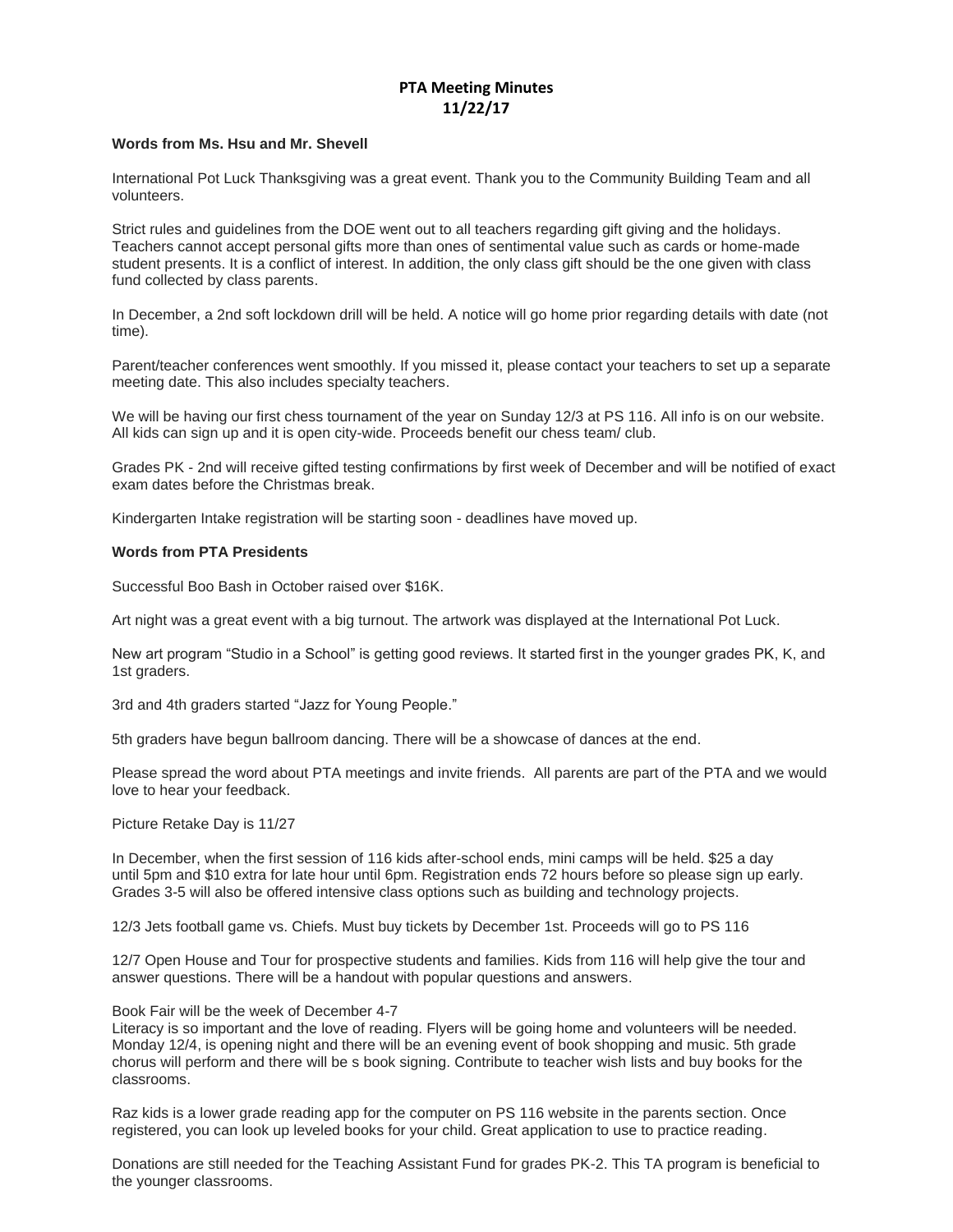# PTA Meeting Minutes
# 11/22/17

**Words from Ms. Hsu and Mr. Shevell**

International Pot Luck Thanksgiving was a great event. Thank you to the Community Building Team and all volunteers.

Strict rules and guidelines from the DOE went out to all teachers regarding gift giving and the holidays. Teachers cannot accept personal gifts more than ones of sentimental value such as cards or home-made student presents. It is a conflict of interest. In addition, the only class gift should be the one given with class fund collected by class parents.

In December, a 2nd soft lockdown drill will be held. A notice will go home prior regarding details with date (not time).

Parent/teacher conferences went smoothly. If you missed it, please contact your teachers to set up a separate meeting date. This also includes specialty teachers.

We will be having our first chess tournament of the year on Sunday 12/3 at PS 116. All info is on our website. All kids can sign up and it is open city-wide. Proceeds benefit our chess team/ club.

Grades PK - 2nd will receive gifted testing confirmations by first week of December and will be notified of exact exam dates before the Christmas break.

Kindergarten Intake registration will be starting soon - deadlines have moved up.

**Words from PTA Presidents**

Successful Boo Bash in October raised over $16K.

Art night was a great event with a big turnout. The artwork was displayed at the International Pot Luck.

New art program "Studio in a School" is getting good reviews. It started first in the younger grades PK, K, and 1st graders.

3rd and 4th graders started "Jazz for Young People."

5th graders have begun ballroom dancing. There will be a showcase of dances at the end.

Please spread the word about PTA meetings and invite friends. All parents are part of the PTA and we would love to hear your feedback.

Picture Retake Day is 11/27

In December, when the first session of 116 kids after-school ends, mini camps will be held. $25 a day until 5pm and $10 extra for late hour until 6pm. Registration ends 72 hours before so please sign up early. Grades 3-5 will also be offered intensive class options such as building and technology projects.

12/3 Jets football game vs. Chiefs. Must buy tickets by December 1st. Proceeds will go to PS 116

12/7 Open House and Tour for prospective students and families. Kids from 116 will help give the tour and answer questions. There will be a handout with popular questions and answers.

Book Fair will be the week of December 4-7
Literacy is so important and the love of reading. Flyers will be going home and volunteers will be needed. Monday 12/4, is opening night and there will be an evening event of book shopping and music. 5th grade chorus will perform and there will be s book signing. Contribute to teacher wish lists and buy books for the classrooms.

Raz kids is a lower grade reading app for the computer on PS 116 website in the parents section. Once registered, you can look up leveled books for your child. Great application to use to practice reading.

Donations are still needed for the Teaching Assistant Fund for grades PK-2. This TA program is beneficial to the younger classrooms.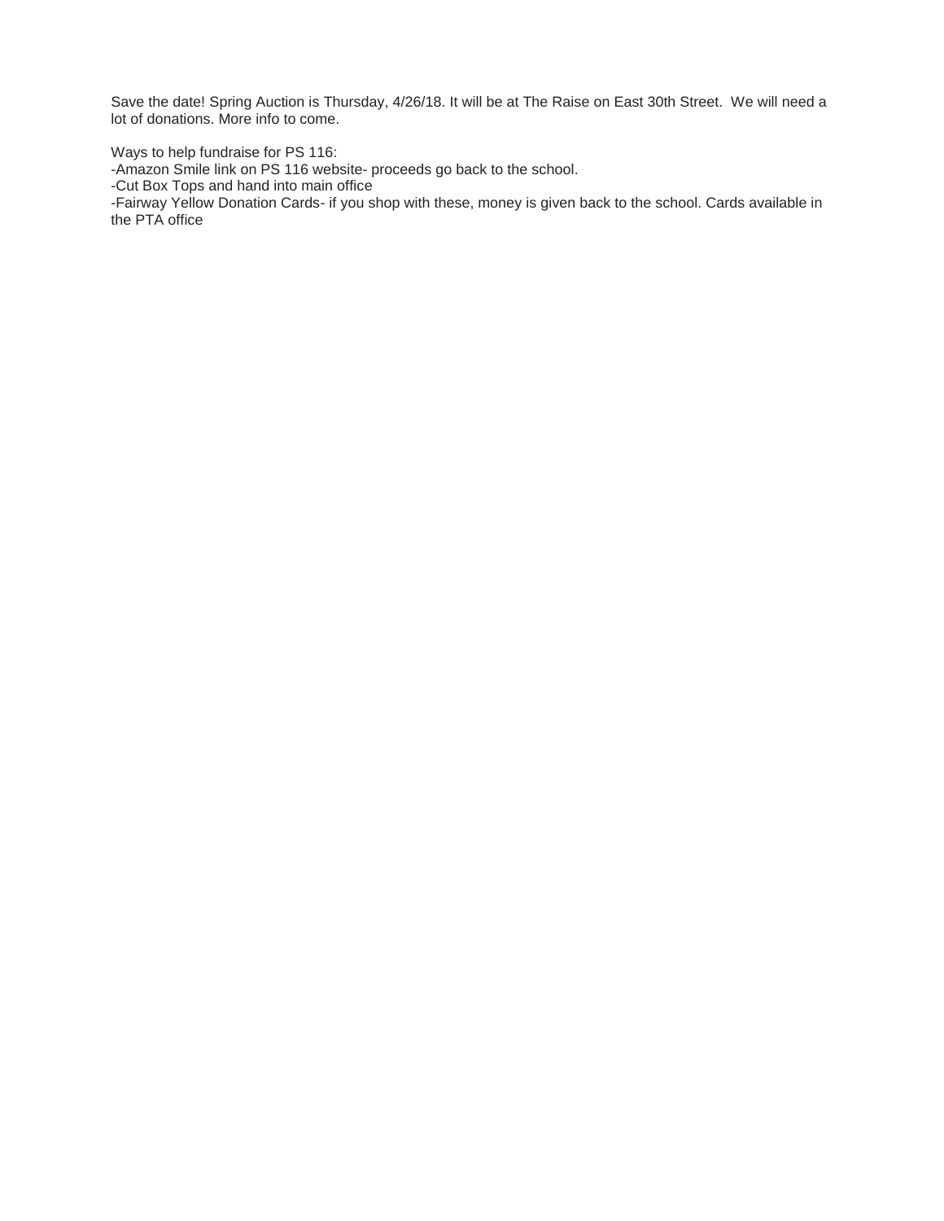Save the date! Spring Auction is Thursday, 4/26/18. It will be at The Raise on East 30th Street. We will need a lot of donations. More info to come.

Ways to help fundraise for PS 116:
-Amazon Smile link on PS 116 website- proceeds go back to the school.
-Cut Box Tops and hand into main office
-Fairway Yellow Donation Cards- if you shop with these, money is given back to the school. Cards available in the PTA office